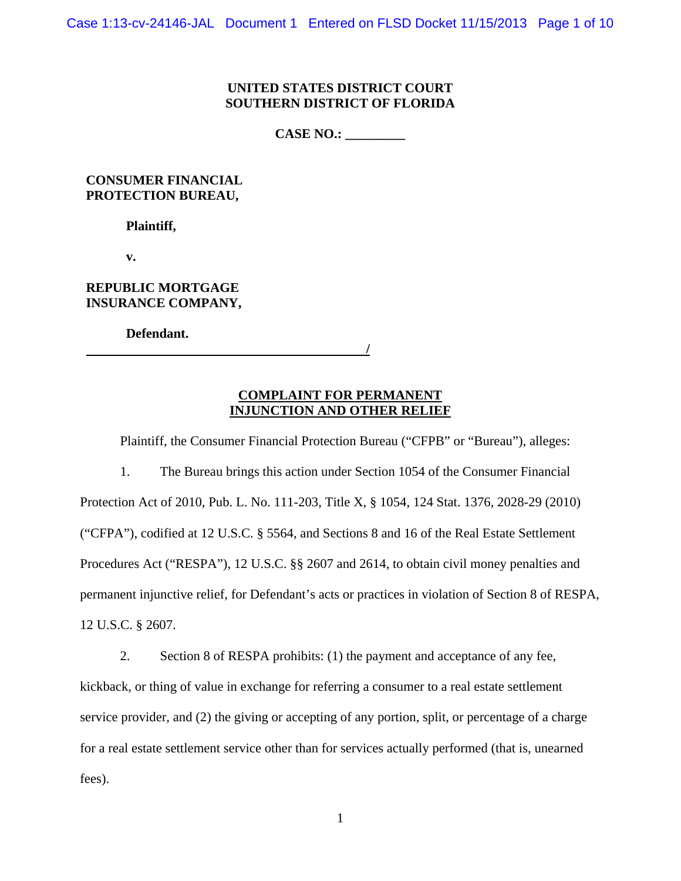**UNITED STATES DISTRICT COURT**
**SOUTHERN DISTRICT OF FLORIDA**

**CASE NO.: \_\_\_\_\_\_\_\_\_**

**CONSUMER FINANCIAL PROTECTION BUREAU,**

**Plaintiff,**

**v.**

**REPUBLIC MORTGAGE INSURANCE COMPANY,**

**Defendant.**

**/**

## COMPLAINT FOR PERMANENT INJUNCTION AND OTHER RELIEF

Plaintiff, the Consumer Financial Protection Bureau ("CFPB" or "Bureau"), alleges:

1. The Bureau brings this action under Section 1054 of the Consumer Financial Protection Act of 2010, Pub. L. No. 111-203, Title X, § 1054, 124 Stat. 1376, 2028-29 (2010) ("CFPA"), codified at 12 U.S.C. § 5564, and Sections 8 and 16 of the Real Estate Settlement Procedures Act ("RESPA"), 12 U.S.C. §§ 2607 and 2614, to obtain civil money penalties and permanent injunctive relief, for Defendant's acts or practices in violation of Section 8 of RESPA, 12 U.S.C. § 2607.

2. Section 8 of RESPA prohibits: (1) the payment and acceptance of any fee, kickback, or thing of value in exchange for referring a consumer to a real estate settlement service provider, and (2) the giving or accepting of any portion, split, or percentage of a charge for a real estate settlement service other than for services actually performed (that is, unearned fees).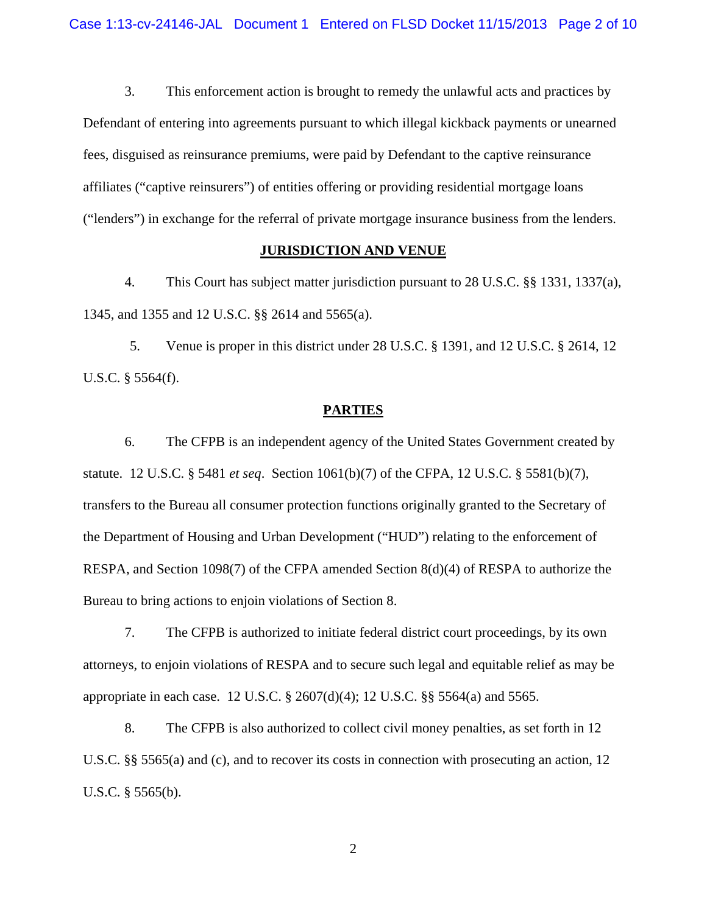3. This enforcement action is brought to remedy the unlawful acts and practices by Defendant of entering into agreements pursuant to which illegal kickback payments or unearned fees, disguised as reinsurance premiums, were paid by Defendant to the captive reinsurance affiliates ("captive reinsurers") of entities offering or providing residential mortgage loans ("lenders") in exchange for the referral of private mortgage insurance business from the lenders.

**JURISDICTION AND VENUE**

4. This Court has subject matter jurisdiction pursuant to 28 U.S.C. §§ 1331, 1337(a), 1345, and 1355 and 12 U.S.C. §§ 2614 and 5565(a).

5. Venue is proper in this district under 28 U.S.C. § 1391, and 12 U.S.C. § 2614, 12 U.S.C. § 5564(f).

**PARTIES**

6. The CFPB is an independent agency of the United States Government created by statute. 12 U.S.C. § 5481 *et seq*. Section 1061(b)(7) of the CFPA, 12 U.S.C. § 5581(b)(7), transfers to the Bureau all consumer protection functions originally granted to the Secretary of the Department of Housing and Urban Development ("HUD") relating to the enforcement of RESPA, and Section 1098(7) of the CFPA amended Section 8(d)(4) of RESPA to authorize the Bureau to bring actions to enjoin violations of Section 8.

7. The CFPB is authorized to initiate federal district court proceedings, by its own attorneys, to enjoin violations of RESPA and to secure such legal and equitable relief as may be appropriate in each case. 12 U.S.C. § 2607(d)(4); 12 U.S.C. §§ 5564(a) and 5565.

8. The CFPB is also authorized to collect civil money penalties, as set forth in 12 U.S.C. §§ 5565(a) and (c), and to recover its costs in connection with prosecuting an action, 12 U.S.C. § 5565(b).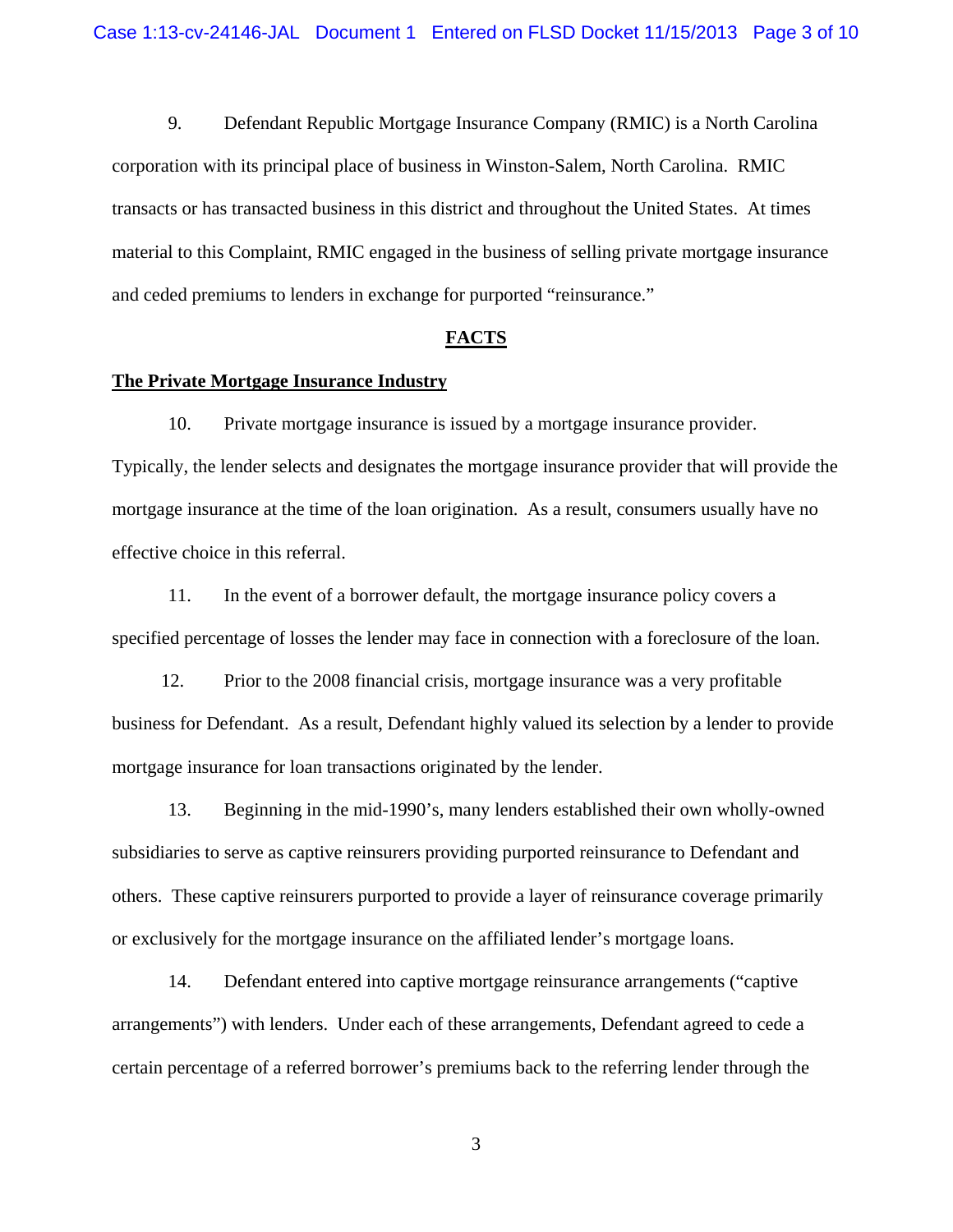9. Defendant Republic Mortgage Insurance Company (RMIC) is a North Carolina corporation with its principal place of business in Winston-Salem, North Carolina. RMIC transacts or has transacted business in this district and throughout the United States. At times material to this Complaint, RMIC engaged in the business of selling private mortgage insurance and ceded premiums to lenders in exchange for purported "reinsurance."

## FACTS

### The Private Mortgage Insurance Industry

10. Private mortgage insurance is issued by a mortgage insurance provider. Typically, the lender selects and designates the mortgage insurance provider that will provide the mortgage insurance at the time of the loan origination. As a result, consumers usually have no effective choice in this referral.

11. In the event of a borrower default, the mortgage insurance policy covers a specified percentage of losses the lender may face in connection with a foreclosure of the loan.

12. Prior to the 2008 financial crisis, mortgage insurance was a very profitable business for Defendant. As a result, Defendant highly valued its selection by a lender to provide mortgage insurance for loan transactions originated by the lender.

13. Beginning in the mid-1990's, many lenders established their own wholly-owned subsidiaries to serve as captive reinsurers providing purported reinsurance to Defendant and others. These captive reinsurers purported to provide a layer of reinsurance coverage primarily or exclusively for the mortgage insurance on the affiliated lender's mortgage loans.

14. Defendant entered into captive mortgage reinsurance arrangements ("captive arrangements") with lenders. Under each of these arrangements, Defendant agreed to cede a certain percentage of a referred borrower's premiums back to the referring lender through the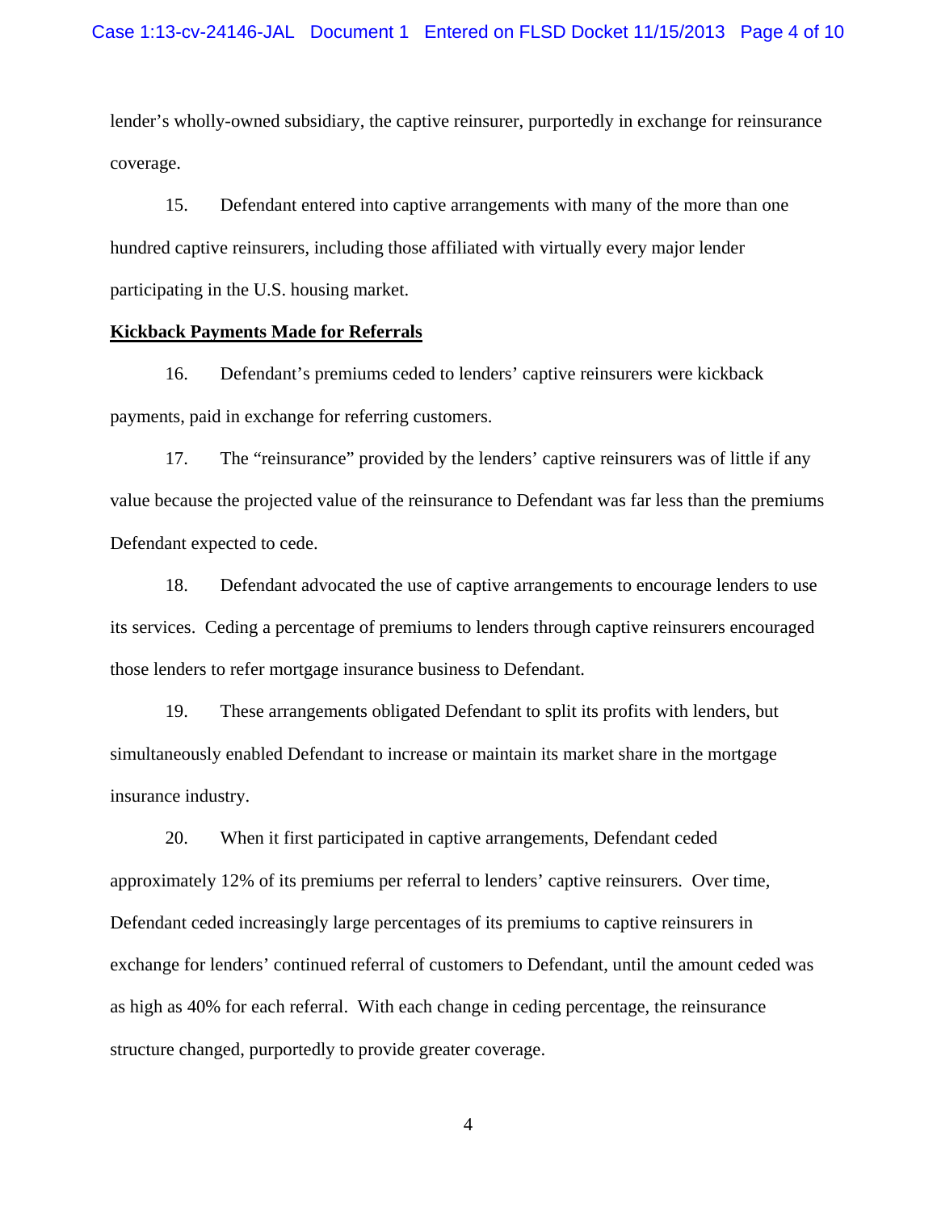lender's wholly-owned subsidiary, the captive reinsurer, purportedly in exchange for reinsurance coverage.

15. Defendant entered into captive arrangements with many of the more than one hundred captive reinsurers, including those affiliated with virtually every major lender participating in the U.S. housing market.

**Kickback Payments Made for Referrals**

16. Defendant's premiums ceded to lenders' captive reinsurers were kickback payments, paid in exchange for referring customers.

17. The "reinsurance" provided by the lenders' captive reinsurers was of little if any value because the projected value of the reinsurance to Defendant was far less than the premiums Defendant expected to cede.

18. Defendant advocated the use of captive arrangements to encourage lenders to use its services. Ceding a percentage of premiums to lenders through captive reinsurers encouraged those lenders to refer mortgage insurance business to Defendant.

19. These arrangements obligated Defendant to split its profits with lenders, but simultaneously enabled Defendant to increase or maintain its market share in the mortgage insurance industry.

20. When it first participated in captive arrangements, Defendant ceded approximately 12% of its premiums per referral to lenders' captive reinsurers. Over time, Defendant ceded increasingly large percentages of its premiums to captive reinsurers in exchange for lenders' continued referral of customers to Defendant, until the amount ceded was as high as 40% for each referral. With each change in ceding percentage, the reinsurance structure changed, purportedly to provide greater coverage.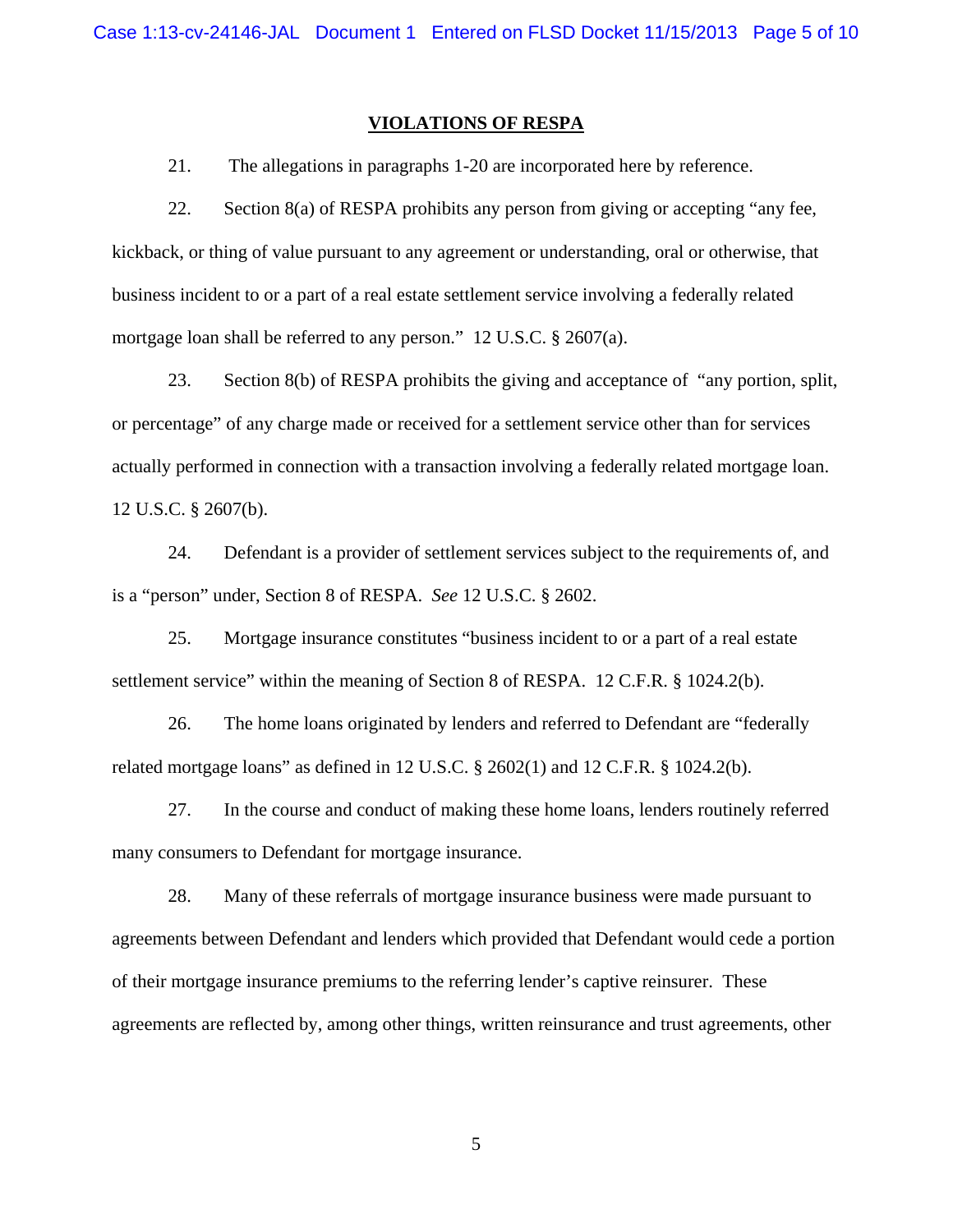## VIOLATIONS OF RESPA

21. The allegations in paragraphs 1-20 are incorporated here by reference.

22. Section 8(a) of RESPA prohibits any person from giving or accepting "any fee, kickback, or thing of value pursuant to any agreement or understanding, oral or otherwise, that business incident to or a part of a real estate settlement service involving a federally related mortgage loan shall be referred to any person." 12 U.S.C. § 2607(a).

23. Section 8(b) of RESPA prohibits the giving and acceptance of "any portion, split, or percentage" of any charge made or received for a settlement service other than for services actually performed in connection with a transaction involving a federally related mortgage loan. 12 U.S.C. § 2607(b).

24. Defendant is a provider of settlement services subject to the requirements of, and is a "person" under, Section 8 of RESPA. *See* 12 U.S.C. § 2602.

25. Mortgage insurance constitutes "business incident to or a part of a real estate settlement service" within the meaning of Section 8 of RESPA. 12 C.F.R. § 1024.2(b).

26. The home loans originated by lenders and referred to Defendant are "federally related mortgage loans" as defined in 12 U.S.C. § 2602(1) and 12 C.F.R. § 1024.2(b).

27. In the course and conduct of making these home loans, lenders routinely referred many consumers to Defendant for mortgage insurance.

28. Many of these referrals of mortgage insurance business were made pursuant to agreements between Defendant and lenders which provided that Defendant would cede a portion of their mortgage insurance premiums to the referring lender's captive reinsurer. These agreements are reflected by, among other things, written reinsurance and trust agreements, other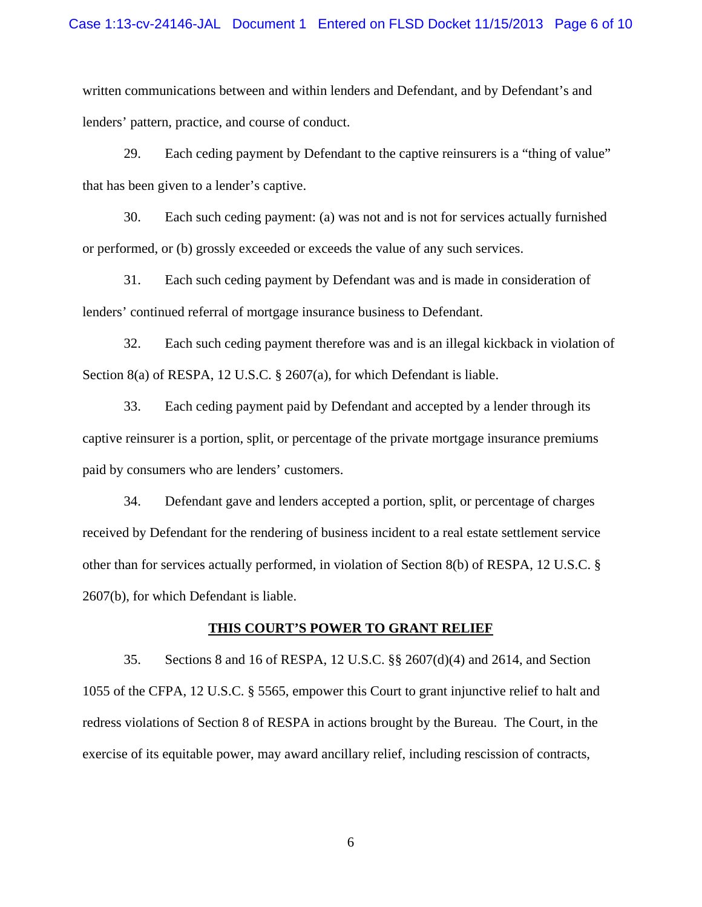written communications between and within lenders and Defendant, and by Defendant's and lenders' pattern, practice, and course of conduct.

29. Each ceding payment by Defendant to the captive reinsurers is a "thing of value" that has been given to a lender's captive.

30. Each such ceding payment: (a) was not and is not for services actually furnished or performed, or (b) grossly exceeded or exceeds the value of any such services.

31. Each such ceding payment by Defendant was and is made in consideration of lenders' continued referral of mortgage insurance business to Defendant.

32. Each such ceding payment therefore was and is an illegal kickback in violation of Section 8(a) of RESPA, 12 U.S.C. § 2607(a), for which Defendant is liable.

33. Each ceding payment paid by Defendant and accepted by a lender through its captive reinsurer is a portion, split, or percentage of the private mortgage insurance premiums paid by consumers who are lenders' customers.

34. Defendant gave and lenders accepted a portion, split, or percentage of charges received by Defendant for the rendering of business incident to a real estate settlement service other than for services actually performed, in violation of Section 8(b) of RESPA, 12 U.S.C. § 2607(b), for which Defendant is liable.

## THIS COURT'S POWER TO GRANT RELIEF

35. Sections 8 and 16 of RESPA, 12 U.S.C. §§ 2607(d)(4) and 2614, and Section 1055 of the CFPA, 12 U.S.C. § 5565, empower this Court to grant injunctive relief to halt and redress violations of Section 8 of RESPA in actions brought by the Bureau. The Court, in the exercise of its equitable power, may award ancillary relief, including rescission of contracts,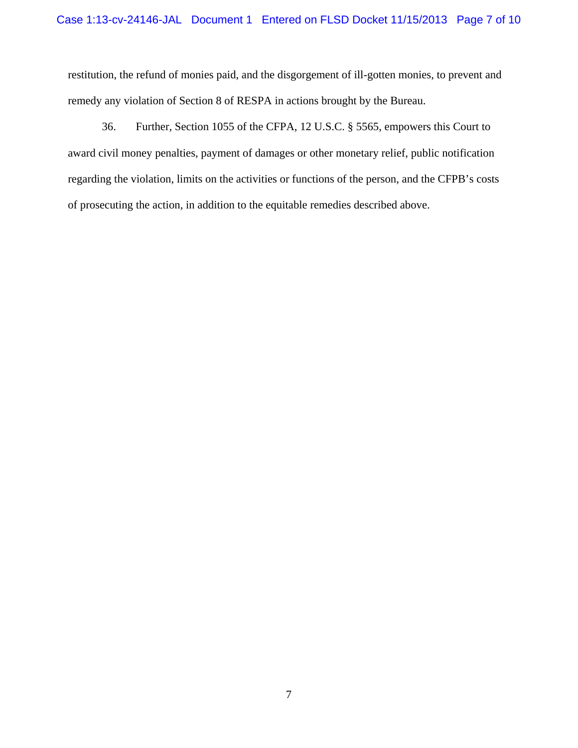restitution, the refund of monies paid, and the disgorgement of ill-gotten monies, to prevent and remedy any violation of Section 8 of RESPA in actions brought by the Bureau.

36. Further, Section 1055 of the CFPA, 12 U.S.C. § 5565, empowers this Court to award civil money penalties, payment of damages or other monetary relief, public notification regarding the violation, limits on the activities or functions of the person, and the CFPB's costs of prosecuting the action, in addition to the equitable remedies described above.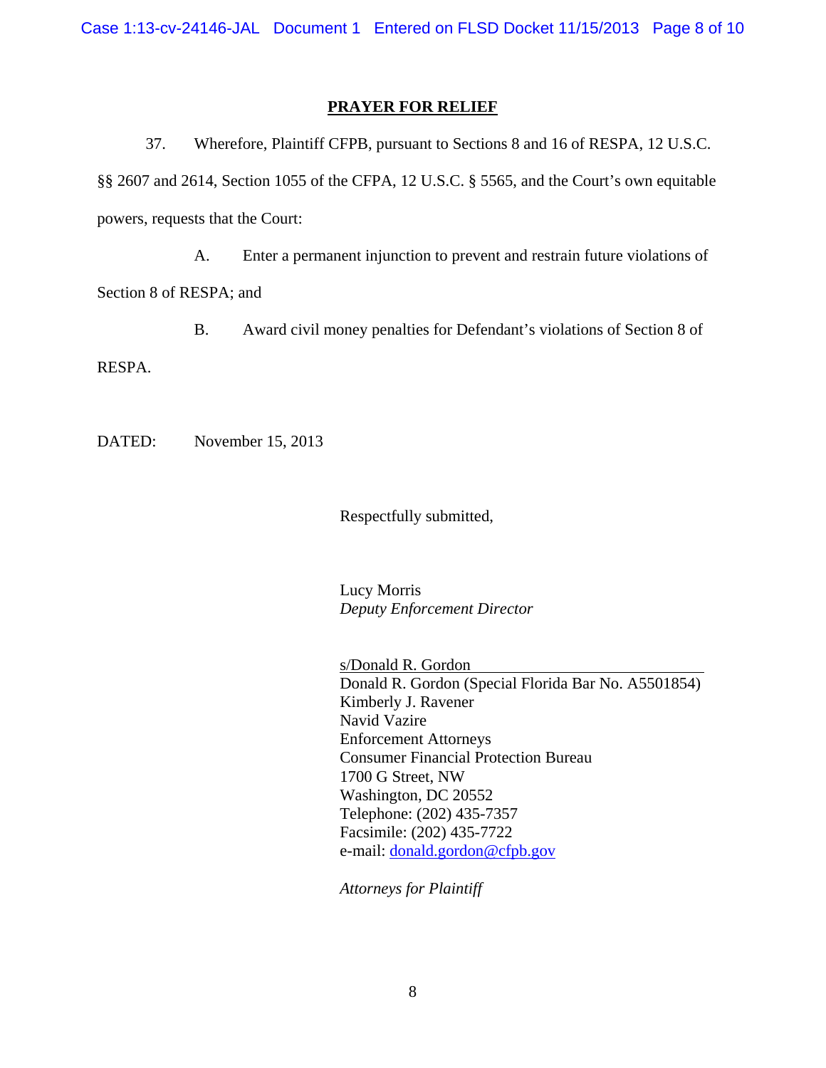## PRAYER FOR RELIEF

37. Wherefore, Plaintiff CFPB, pursuant to Sections 8 and 16 of RESPA, 12 U.S.C. §§ 2607 and 2614, Section 1055 of the CFPA, 12 U.S.C. § 5565, and the Court's own equitable powers, requests that the Court:

A. Enter a permanent injunction to prevent and restrain future violations of Section 8 of RESPA; and

B. Award civil money penalties for Defendant's violations of Section 8 of RESPA.

DATED: November 15, 2013

Respectfully submitted,

Lucy Morris
*Deputy Enforcement Director*

s/Donald R. Gordon
Donald R. Gordon (Special Florida Bar No. A5501854)
Kimberly J. Ravener
Navid Vazire
Enforcement Attorneys
Consumer Financial Protection Bureau
1700 G Street, NW
Washington, DC 20552
Telephone: (202) 435-7357
Facsimile: (202) 435-7722
e-mail: donald.gordon@cfpb.gov

*Attorneys for Plaintiff*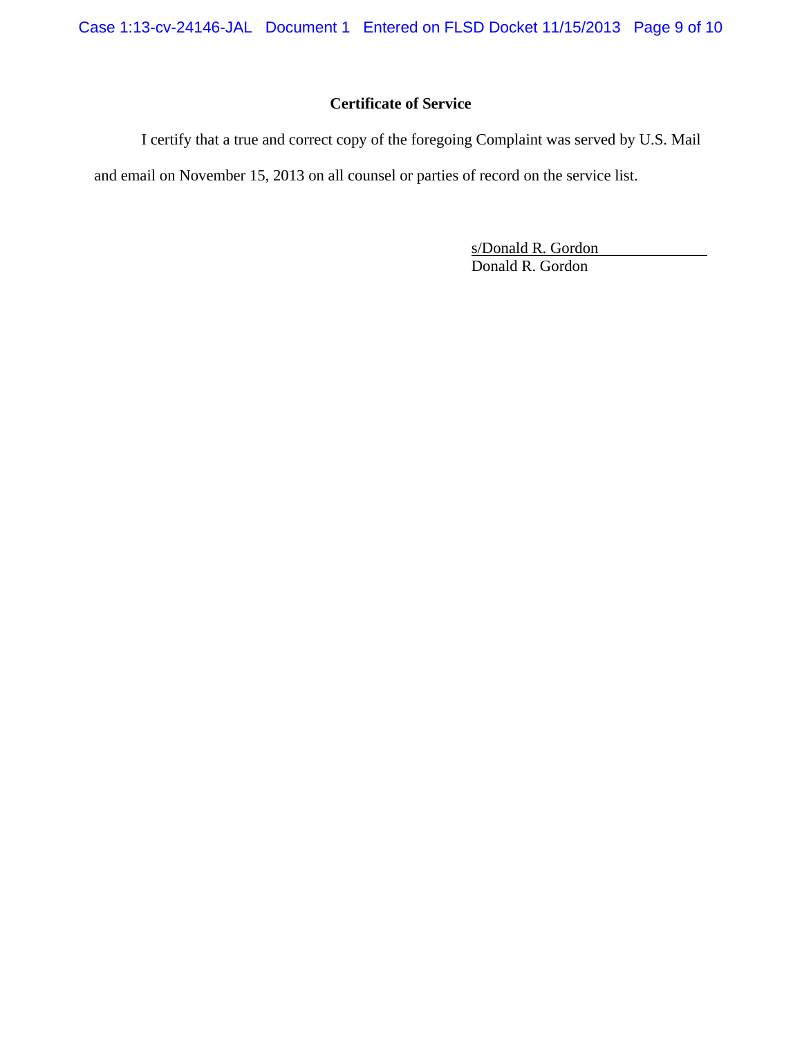## Certificate of Service

I certify that a true and correct copy of the foregoing Complaint was served by U.S. Mail and email on November 15, 2013 on all counsel or parties of record on the service list.

s/Donald R. Gordon
Donald R. Gordon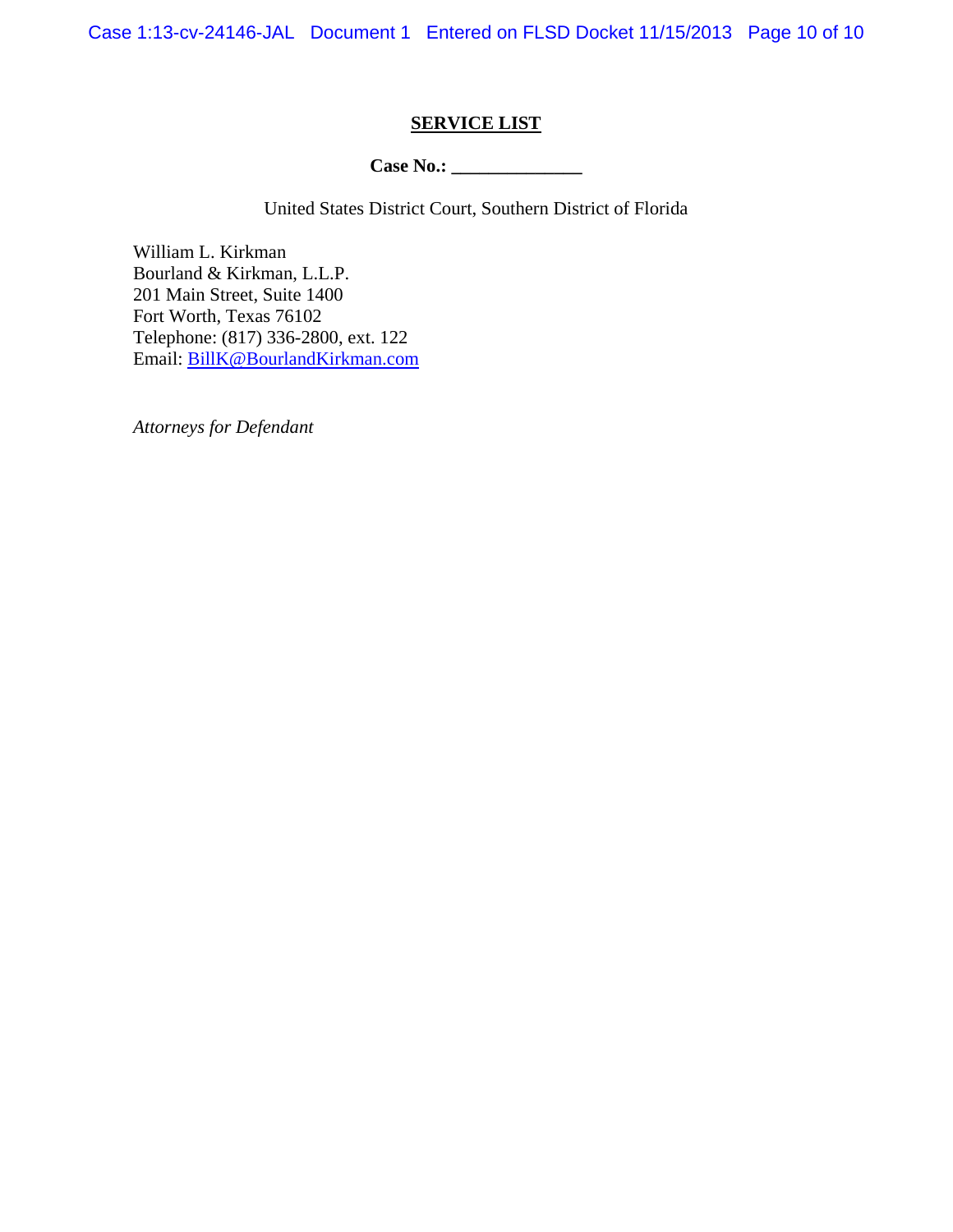**SERVICE LIST**

**Case No.: ______________**

United States District Court, Southern District of Florida

William L. Kirkman
Bourland & Kirkman, L.L.P.
201 Main Street, Suite 1400
Fort Worth, Texas 76102
Telephone: (817) 336-2800, ext. 122
Email: BillK@BourlandKirkman.com

*Attorneys for Defendant*